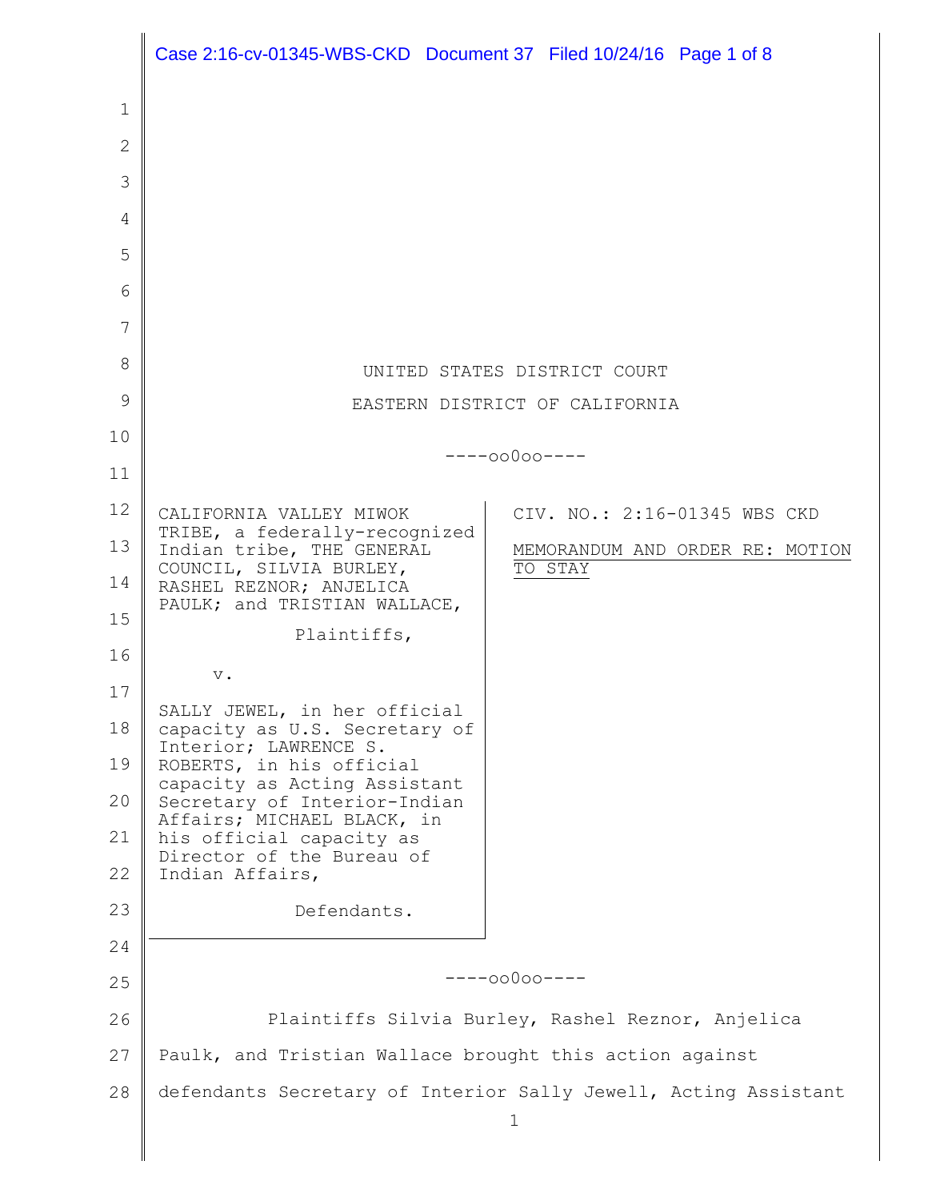UNITED STATES DISTRICT COURT

EASTERN DISTRICT OF CALIFORNIA

----oo0oo----

| | |
|---|---|
| CALIFORNIA VALLEY MIWOK TRIBE, a federally-recognized Indian tribe, THE GENERAL COUNCIL, SILVIA BURLEY, RASHEL REZNOR; ANJELICA PAULK; and TRISTIAN WALLACE,<br><br>Plaintiffs,<br><br>v.<br><br>SALLY JEWEL, in her official capacity as U.S. Secretary of Interior; LAWRENCE S. ROBERTS, in his official capacity as Acting Assistant Secretary of Interior-Indian Affairs; MICHAEL BLACK, in his official capacity as Director of the Bureau of Indian Affairs,<br><br>Defendants. | CIV. NO.: 2:16-01345 WBS CKD<br><br>MEMORANDUM AND ORDER RE: MOTION TO STAY |

----oo0oo----

Plaintiffs Silvia Burley, Rashel Reznor, Anjelica Paulk, and Tristian Wallace brought this action against defendants Secretary of Interior Sally Jewell, Acting Assistant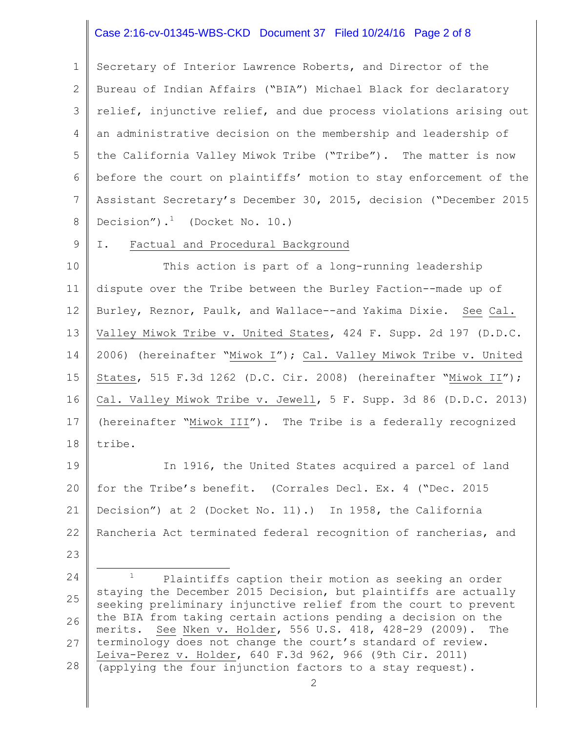Secretary of Interior Lawrence Roberts, and Director of the Bureau of Indian Affairs ("BIA") Michael Black for declaratory relief, injunctive relief, and due process violations arising out an administrative decision on the membership and leadership of the California Valley Miwok Tribe ("Tribe"). The matter is now before the court on plaintiffs' motion to stay enforcement of the Assistant Secretary's December 30, 2015, decision ("December 2015 Decision").[1] (Docket No. 10.)

## I. Factual and Procedural Background

This action is part of a long-running leadership dispute over the Tribe between the Burley Faction--made up of Burley, Reznor, Paulk, and Wallace--and Yakima Dixie. See Cal. Valley Miwok Tribe v. United States, 424 F. Supp. 2d 197 (D.D.C. 2006) (hereinafter "Miwok I"); Cal. Valley Miwok Tribe v. United States, 515 F.3d 1262 (D.C. Cir. 2008) (hereinafter "Miwok II"); Cal. Valley Miwok Tribe v. Jewell, 5 F. Supp. 3d 86 (D.D.C. 2013) (hereinafter "Miwok III"). The Tribe is a federally recognized tribe.

In 1916, the United States acquired a parcel of land for the Tribe's benefit. (Corrales Decl. Ex. 4 ("Dec. 2015 Decision") at 2 (Docket No. 11).) In 1958, the California Rancheria Act terminated federal recognition of rancherias, and

---

[1] Plaintiffs caption their motion as seeking an order staying the December 2015 Decision, but plaintiffs are actually seeking preliminary injunctive relief from the court to prevent the BIA from taking certain actions pending a decision on the merits. See Nken v. Holder, 556 U.S. 418, 428-29 (2009). The terminology does not change the court's standard of review. Leiva-Perez v. Holder, 640 F.3d 962, 966 (9th Cir. 2011) (applying the four injunction factors to a stay request).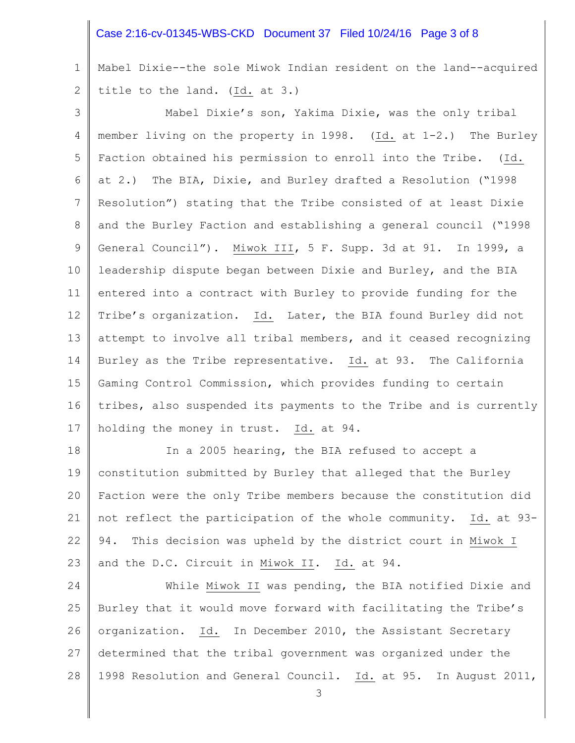Mabel Dixie--the sole Miwok Indian resident on the land--acquired title to the land. (Id. at 3.)

Mabel Dixie's son, Yakima Dixie, was the only tribal member living on the property in 1998. (Id. at 1-2.) The Burley Faction obtained his permission to enroll into the Tribe. (Id. at 2.) The BIA, Dixie, and Burley drafted a Resolution ("1998 Resolution") stating that the Tribe consisted of at least Dixie and the Burley Faction and establishing a general council ("1998 General Council"). Miwok III, 5 F. Supp. 3d at 91. In 1999, a leadership dispute began between Dixie and Burley, and the BIA entered into a contract with Burley to provide funding for the Tribe's organization. Id. Later, the BIA found Burley did not attempt to involve all tribal members, and it ceased recognizing Burley as the Tribe representative. Id. at 93. The California Gaming Control Commission, which provides funding to certain tribes, also suspended its payments to the Tribe and is currently holding the money in trust. Id. at 94.

In a 2005 hearing, the BIA refused to accept a constitution submitted by Burley that alleged that the Burley Faction were the only Tribe members because the constitution did not reflect the participation of the whole community. Id. at 93-94. This decision was upheld by the district court in Miwok I and the D.C. Circuit in Miwok II. Id. at 94.

While Miwok II was pending, the BIA notified Dixie and Burley that it would move forward with facilitating the Tribe's organization. Id. In December 2010, the Assistant Secretary determined that the tribal government was organized under the 1998 Resolution and General Council. Id. at 95. In August 2011,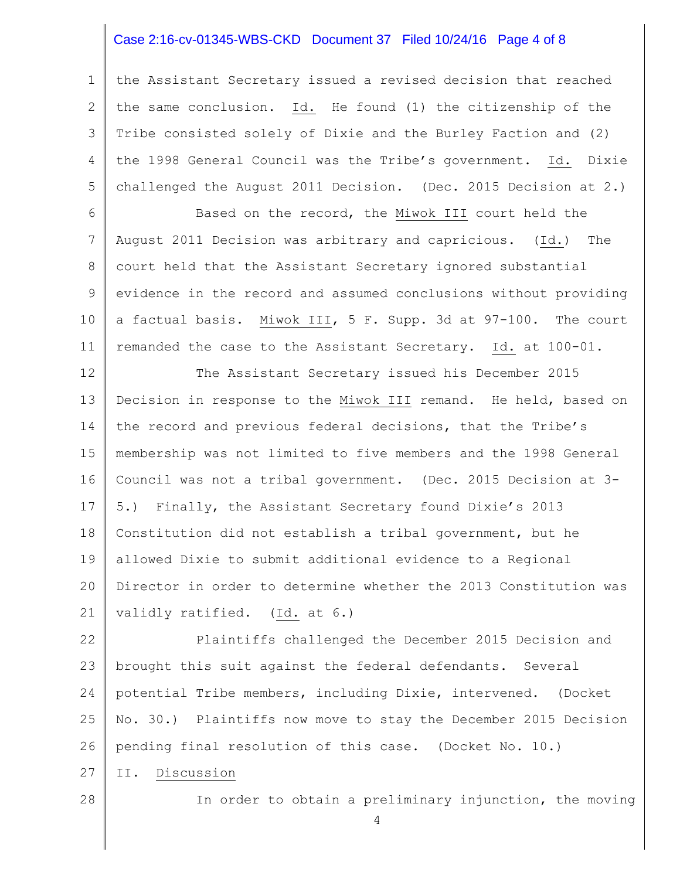the Assistant Secretary issued a revised decision that reached the same conclusion. Id. He found (1) the citizenship of the Tribe consisted solely of Dixie and the Burley Faction and (2) the 1998 General Council was the Tribe's government. Id. Dixie challenged the August 2011 Decision. (Dec. 2015 Decision at 2.)

Based on the record, the Miwok III court held the August 2011 Decision was arbitrary and capricious. (Id.) The court held that the Assistant Secretary ignored substantial evidence in the record and assumed conclusions without providing a factual basis. Miwok III, 5 F. Supp. 3d at 97-100. The court remanded the case to the Assistant Secretary. Id. at 100-01.

The Assistant Secretary issued his December 2015 Decision in response to the Miwok III remand. He held, based on the record and previous federal decisions, that the Tribe's membership was not limited to five members and the 1998 General Council was not a tribal government. (Dec. 2015 Decision at 3-5.) Finally, the Assistant Secretary found Dixie's 2013 Constitution did not establish a tribal government, but he allowed Dixie to submit additional evidence to a Regional Director in order to determine whether the 2013 Constitution was validly ratified. (Id. at 6.)

Plaintiffs challenged the December 2015 Decision and brought this suit against the federal defendants. Several potential Tribe members, including Dixie, intervened. (Docket No. 30.) Plaintiffs now move to stay the December 2015 Decision pending final resolution of this case. (Docket No. 10.)

## II. Discussion

In order to obtain a preliminary injunction, the moving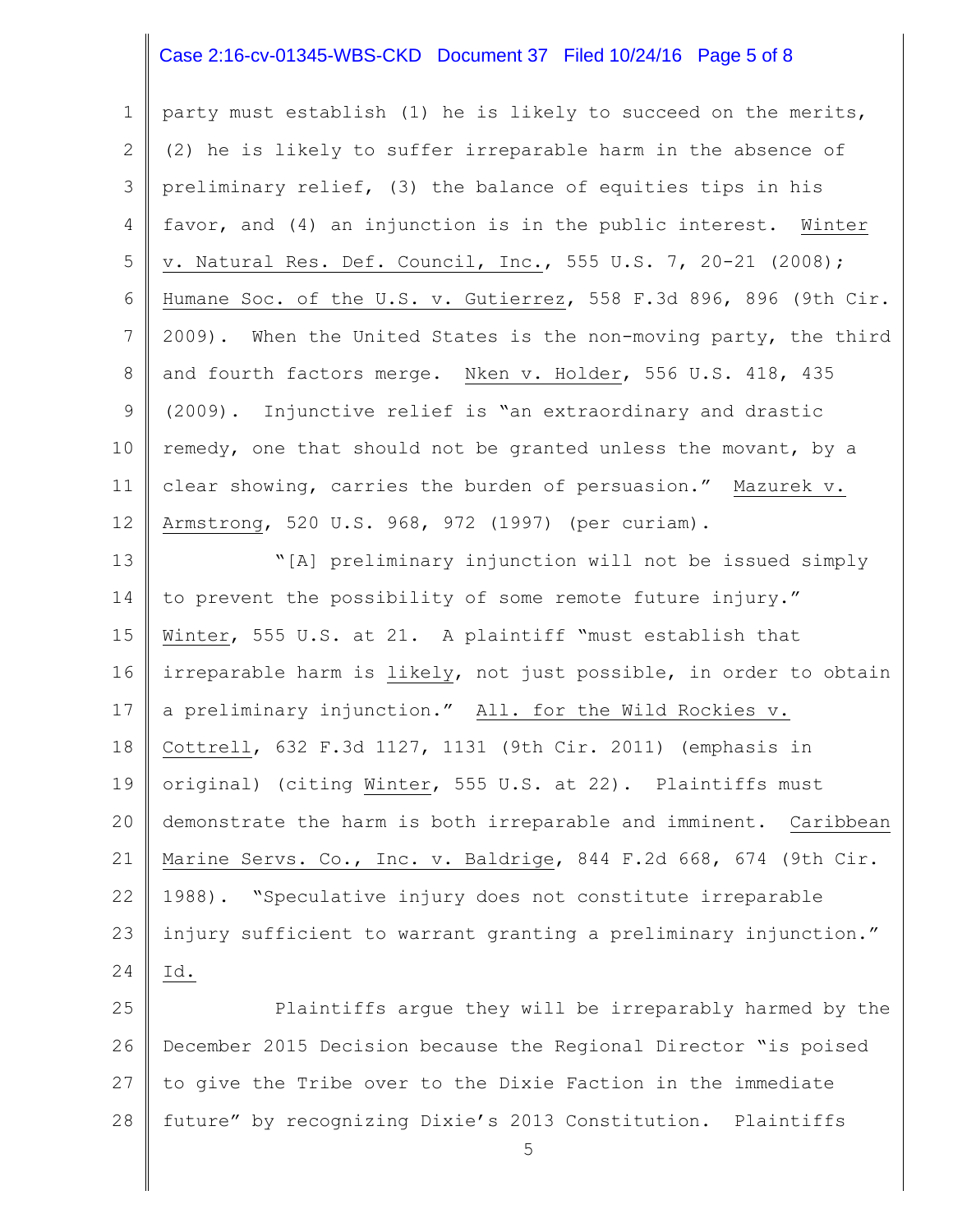party must establish (1) he is likely to succeed on the merits, (2) he is likely to suffer irreparable harm in the absence of preliminary relief, (3) the balance of equities tips in his favor, and (4) an injunction is in the public interest. Winter v. Natural Res. Def. Council, Inc., 555 U.S. 7, 20-21 (2008); Humane Soc. of the U.S. v. Gutierrez, 558 F.3d 896, 896 (9th Cir. 2009). When the United States is the non-moving party, the third and fourth factors merge. Nken v. Holder, 556 U.S. 418, 435 (2009). Injunctive relief is "an extraordinary and drastic remedy, one that should not be granted unless the movant, by a clear showing, carries the burden of persuasion." Mazurek v. Armstrong, 520 U.S. 968, 972 (1997) (per curiam).

"[A] preliminary injunction will not be issued simply to prevent the possibility of some remote future injury." Winter, 555 U.S. at 21. A plaintiff "must establish that irreparable harm is likely, not just possible, in order to obtain a preliminary injunction." All. for the Wild Rockies v. Cottrell, 632 F.3d 1127, 1131 (9th Cir. 2011) (emphasis in original) (citing Winter, 555 U.S. at 22). Plaintiffs must demonstrate the harm is both irreparable and imminent. Caribbean Marine Servs. Co., Inc. v. Baldrige, 844 F.2d 668, 674 (9th Cir. 1988). "Speculative injury does not constitute irreparable injury sufficient to warrant granting a preliminary injunction." Id.

Plaintiffs argue they will be irreparably harmed by the December 2015 Decision because the Regional Director "is poised to give the Tribe over to the Dixie Faction in the immediate future" by recognizing Dixie's 2013 Constitution. Plaintiffs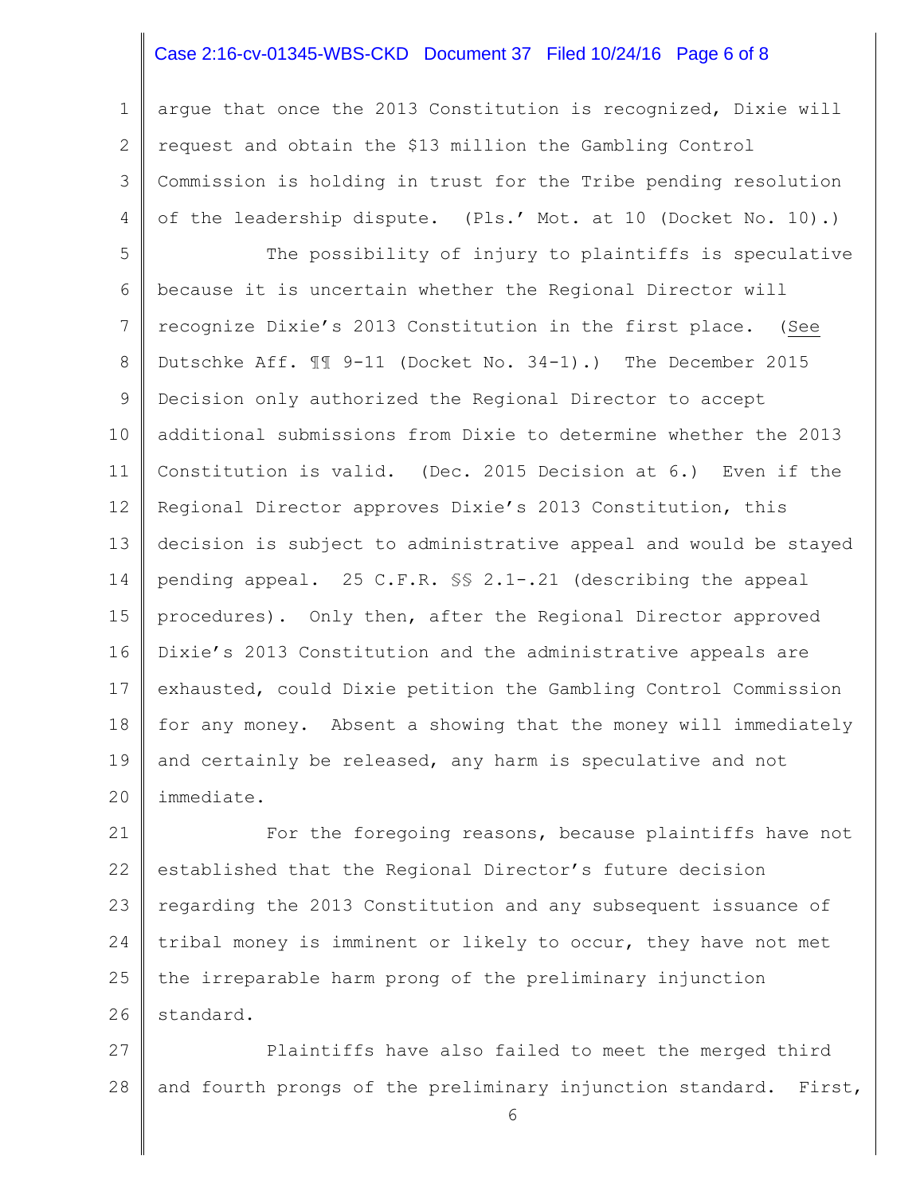argue that once the 2013 Constitution is recognized, Dixie will request and obtain the $13 million the Gambling Control Commission is holding in trust for the Tribe pending resolution of the leadership dispute. (Pls.' Mot. at 10 (Docket No. 10).)

The possibility of injury to plaintiffs is speculative because it is uncertain whether the Regional Director will recognize Dixie's 2013 Constitution in the first place. (See Dutschke Aff. ¶¶ 9-11 (Docket No. 34-1).) The December 2015 Decision only authorized the Regional Director to accept additional submissions from Dixie to determine whether the 2013 Constitution is valid. (Dec. 2015 Decision at 6.) Even if the Regional Director approves Dixie's 2013 Constitution, this decision is subject to administrative appeal and would be stayed pending appeal. 25 C.F.R. §§ 2.1-.21 (describing the appeal procedures). Only then, after the Regional Director approved Dixie's 2013 Constitution and the administrative appeals are exhausted, could Dixie petition the Gambling Control Commission for any money. Absent a showing that the money will immediately and certainly be released, any harm is speculative and not immediate.

For the foregoing reasons, because plaintiffs have not established that the Regional Director's future decision regarding the 2013 Constitution and any subsequent issuance of tribal money is imminent or likely to occur, they have not met the irreparable harm prong of the preliminary injunction standard.

Plaintiffs have also failed to meet the merged third and fourth prongs of the preliminary injunction standard. First,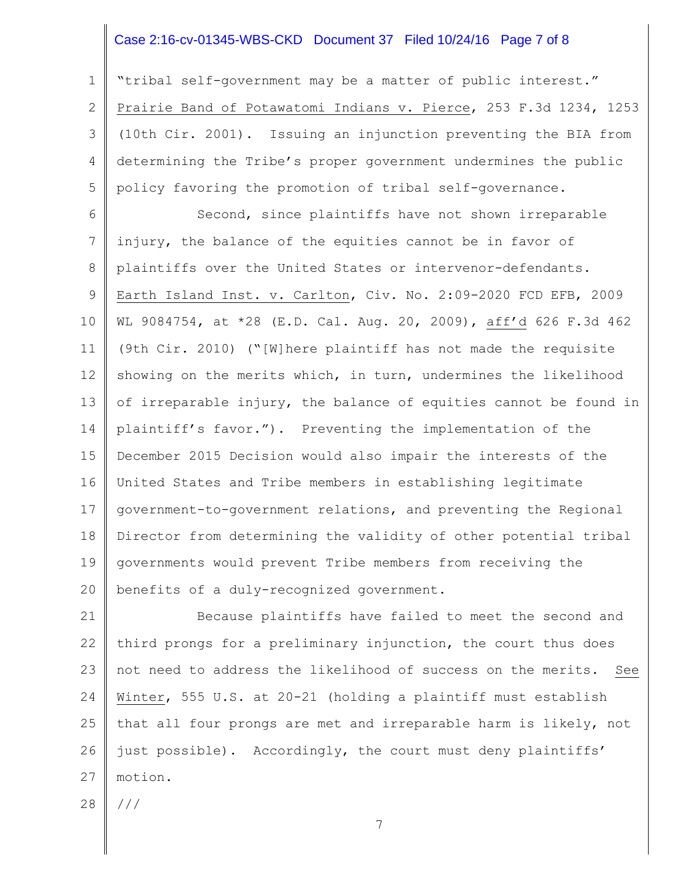"tribal self-government may be a matter of public interest." Prairie Band of Potawatomi Indians v. Pierce, 253 F.3d 1234, 1253 (10th Cir. 2001). Issuing an injunction preventing the BIA from determining the Tribe's proper government undermines the public policy favoring the promotion of tribal self-governance.

Second, since plaintiffs have not shown irreparable injury, the balance of the equities cannot be in favor of plaintiffs over the United States or intervenor-defendants. Earth Island Inst. v. Carlton, Civ. No. 2:09-2020 FCD EFB, 2009 WL 9084754, at *28 (E.D. Cal. Aug. 20, 2009), aff'd 626 F.3d 462 (9th Cir. 2010) ("[W]here plaintiff has not made the requisite showing on the merits which, in turn, undermines the likelihood of irreparable injury, the balance of equities cannot be found in plaintiff's favor."). Preventing the implementation of the December 2015 Decision would also impair the interests of the United States and Tribe members in establishing legitimate government-to-government relations, and preventing the Regional Director from determining the validity of other potential tribal governments would prevent Tribe members from receiving the benefits of a duly-recognized government.

Because plaintiffs have failed to meet the second and third prongs for a preliminary injunction, the court thus does not need to address the likelihood of success on the merits. See Winter, 555 U.S. at 20-21 (holding a plaintiff must establish that all four prongs are met and irreparable harm is likely, not just possible). Accordingly, the court must deny plaintiffs' motion.

///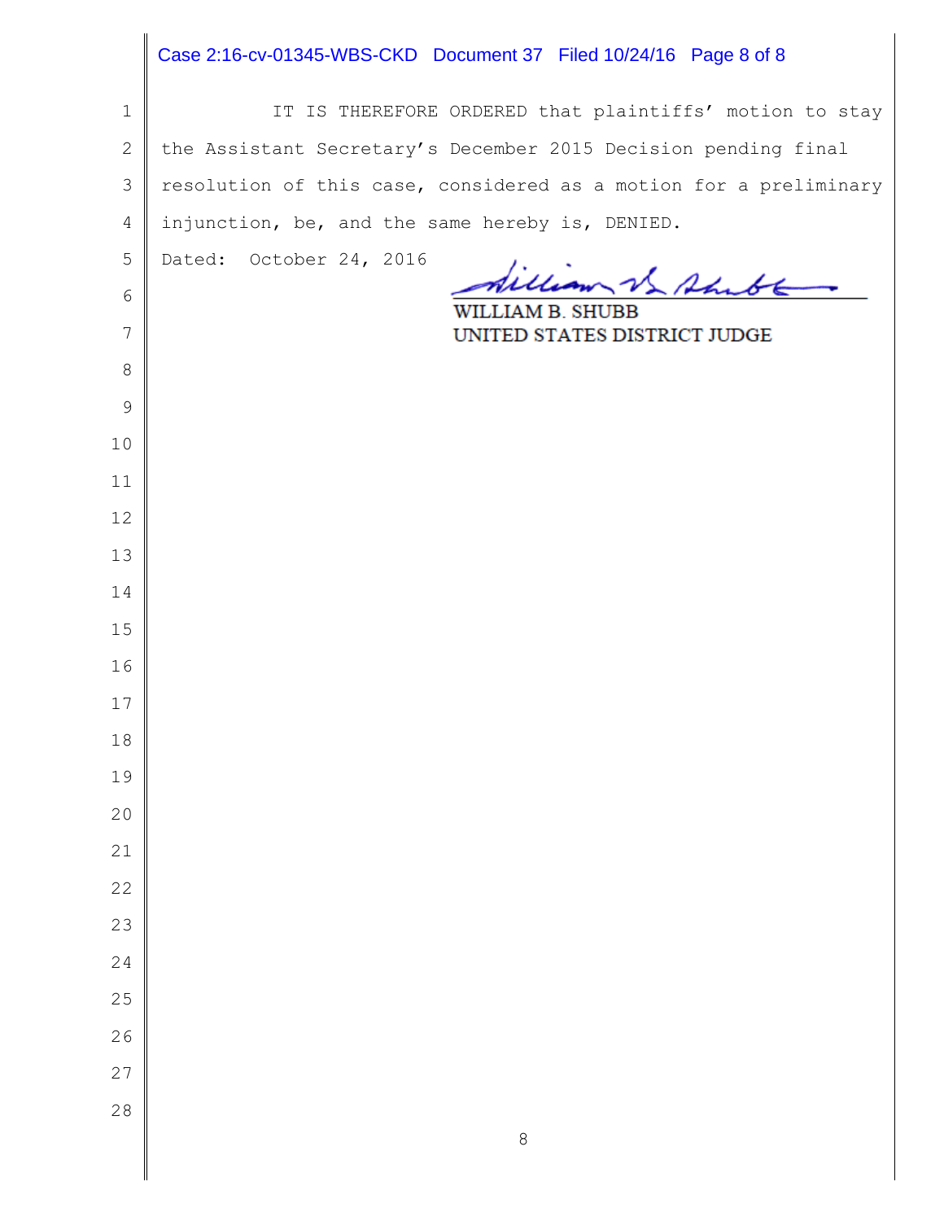IT IS THEREFORE ORDERED that plaintiffs' motion to stay the Assistant Secretary's December 2015 Decision pending final resolution of this case, considered as a motion for a preliminary injunction, be, and the same hereby is, DENIED.

Dated: October 24, 2016

WILLIAM B. SHUBB
UNITED STATES DISTRICT JUDGE